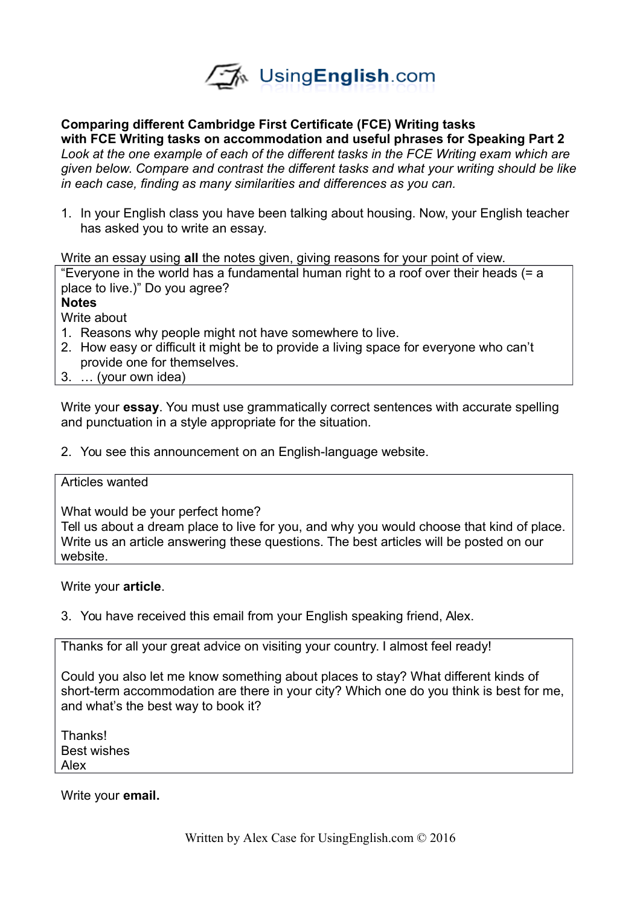# UsingEnglish.com

**Comparing different Cambridge First Certificate (FCE) Writing tasks with FCE Writing tasks on accommodation and useful phrases for Speaking Part 2**

*Look at the one example of each of the different tasks in the FCE Writing exam which are given below. Compare and contrast the different tasks and what your writing should be like in each case, finding as many similarities and differences as you can.*

1. In your English class you have been talking about housing. Now, your English teacher has asked you to write an essay.

Write an essay using **all** the notes given, giving reasons for your point of view.

> "Everyone in the world has a fundamental human right to a roof over their heads (= a place to live.)" Do you agree?
>
> **Notes**
>
> Write about
>
> 1. Reasons why people might not have somewhere to live.
> 2. How easy or difficult it might be to provide a living space for everyone who can't provide one for themselves.
> 3. … (your own idea)

Write your **essay**. You must use grammatically correct sentences with accurate spelling and punctuation in a style appropriate for the situation.

2. You see this announcement on an English-language website.

> Articles wanted
>
> What would be your perfect home?
> Tell us about a dream place to live for you, and why you would choose that kind of place.
> Write us an article answering these questions. The best articles will be posted on our website.

Write your **article**.

3. You have received this email from your English speaking friend, Alex.

> Thanks for all your great advice on visiting your country. I almost feel ready!
>
> Could you also let me know something about places to stay? What different kinds of short-term accommodation are there in your city? Which one do you think is best for me, and what's the best way to book it?
>
> Thanks!
> Best wishes
> Alex

Write your **email.**

Written by Alex Case for UsingEnglish.com © 2016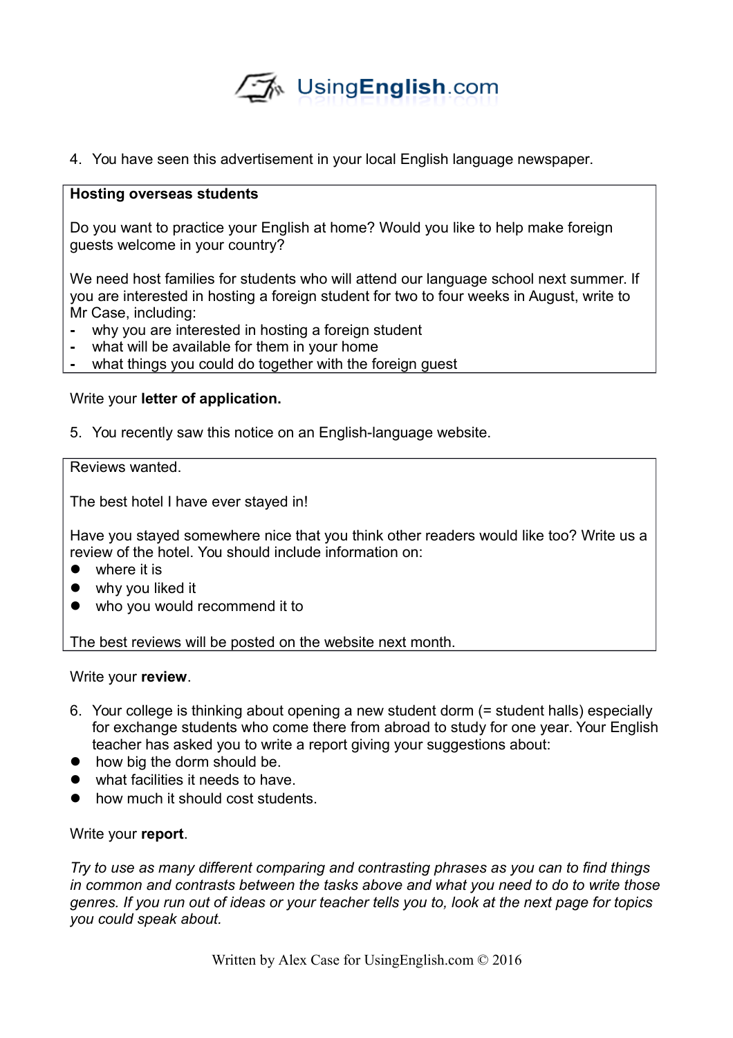4. You have seen this advertisement in your local English language newspaper.

> **Hosting overseas students**
>
> Do you want to practice your English at home? Would you like to help make foreign guests welcome in your country?
>
> We need host families for students who will attend our language school next summer. If you are interested in hosting a foreign student for two to four weeks in August, write to Mr Case, including:
> - why you are interested in hosting a foreign student
> - what will be available for them in your home
> - what things you could do together with the foreign guest

Write your **letter of application.**

5. You recently saw this notice on an English-language website.

> Reviews wanted.
>
> The best hotel I have ever stayed in!
>
> Have you stayed somewhere nice that you think other readers would like too? Write us a review of the hotel. You should include information on:
> - where it is
> - why you liked it
> - who you would recommend it to
>
> The best reviews will be posted on the website next month.

Write your **review**.

6. Your college is thinking about opening a new student dorm (= student halls) especially for exchange students who come there from abroad to study for one year. Your English teacher has asked you to write a report giving your suggestions about:

- how big the dorm should be.
- what facilities it needs to have.
- how much it should cost students.

Write your **report**.

*Try to use as many different comparing and contrasting phrases as you can to find things in common and contrasts between the tasks above and what you need to do to write those genres. If you run out of ideas or your teacher tells you to, look at the next page for topics you could speak about.*

Written by Alex Case for UsingEnglish.com © 2016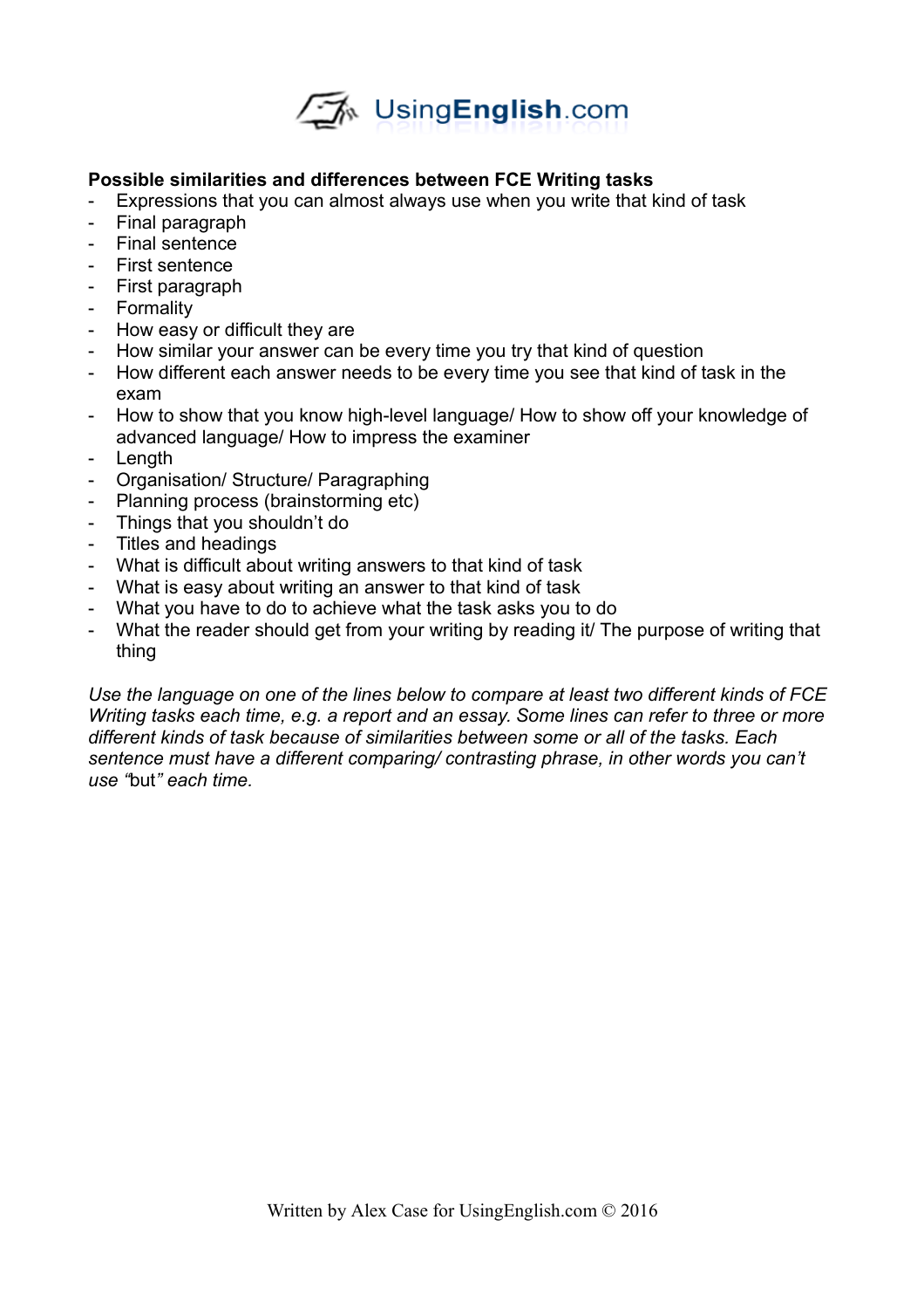**Possible similarities and differences between FCE Writing tasks**

- Expressions that you can almost always use when you write that kind of task
- Final paragraph
- Final sentence
- First sentence
- First paragraph
- Formality
- How easy or difficult they are
- How similar your answer can be every time you try that kind of question
- How different each answer needs to be every time you see that kind of task in the exam
- How to show that you know high-level language/ How to show off your knowledge of advanced language/ How to impress the examiner
- Length
- Organisation/ Structure/ Paragraphing
- Planning process (brainstorming etc)
- Things that you shouldn't do
- Titles and headings
- What is difficult about writing answers to that kind of task
- What is easy about writing an answer to that kind of task
- What you have to do to achieve what the task asks you to do
- What the reader should get from your writing by reading it/ The purpose of writing that thing

*Use the language on one of the lines below to compare at least two different kinds of FCE Writing tasks each time, e.g. a report and an essay. Some lines can refer to three or more different kinds of task because of similarities between some or all of the tasks. Each sentence must have a different comparing/ contrasting phrase, in other words you can't use "*but*" each time.*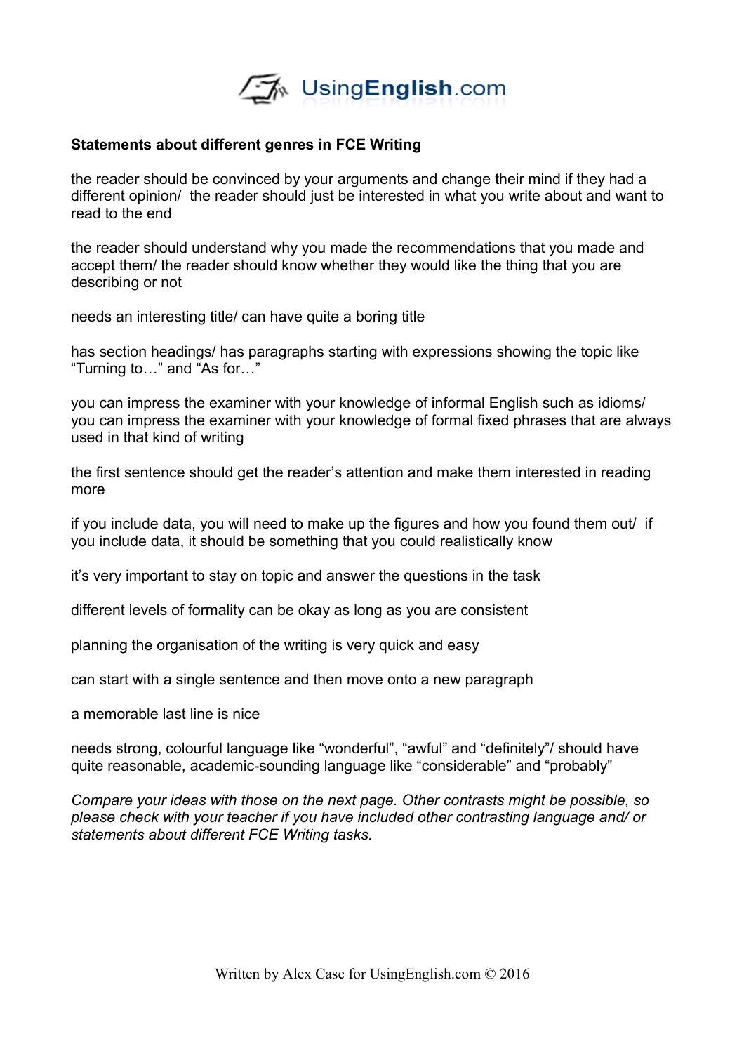**Statements about different genres in FCE Writing**

the reader should be convinced by your arguments and change their mind if they had a different opinion/ the reader should just be interested in what you write about and want to read to the end

the reader should understand why you made the recommendations that you made and accept them/ the reader should know whether they would like the thing that you are describing or not

needs an interesting title/ can have quite a boring title

has section headings/ has paragraphs starting with expressions showing the topic like “Turning to…” and “As for…”

you can impress the examiner with your knowledge of informal English such as idioms/ you can impress the examiner with your knowledge of formal fixed phrases that are always used in that kind of writing

the first sentence should get the reader’s attention and make them interested in reading more

if you include data, you will need to make up the figures and how you found them out/ if you include data, it should be something that you could realistically know

it’s very important to stay on topic and answer the questions in the task

different levels of formality can be okay as long as you are consistent

planning the organisation of the writing is very quick and easy

can start with a single sentence and then move onto a new paragraph

a memorable last line is nice

needs strong, colourful language like “wonderful”, “awful” and “definitely”/ should have quite reasonable, academic-sounding language like “considerable” and “probably”

*Compare your ideas with those on the next page. Other contrasts might be possible, so please check with your teacher if you have included other contrasting language and/ or statements about different FCE Writing tasks.*

Written by Alex Case for UsingEnglish.com © 2016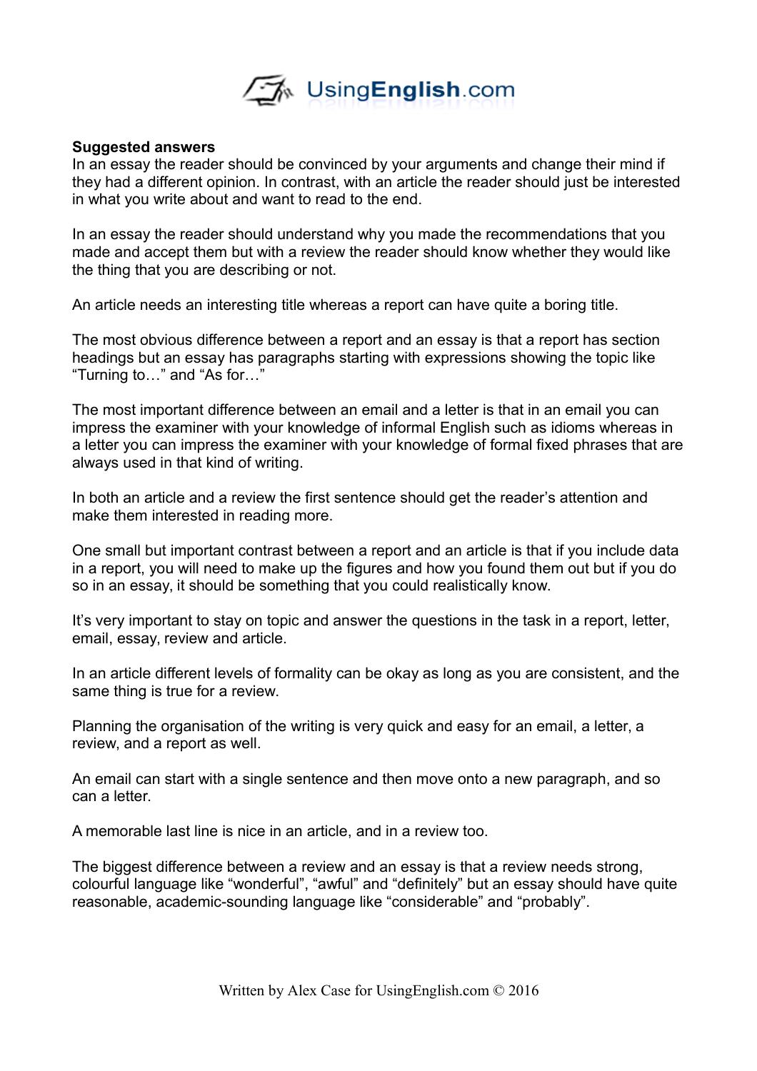**Suggested answers**

In an essay the reader should be convinced by your arguments and change their mind if they had a different opinion. In contrast, with an article the reader should just be interested in what you write about and want to read to the end.

In an essay the reader should understand why you made the recommendations that you made and accept them but with a review the reader should know whether they would like the thing that you are describing or not.

An article needs an interesting title whereas a report can have quite a boring title.

The most obvious difference between a report and an essay is that a report has section headings but an essay has paragraphs starting with expressions showing the topic like "Turning to…" and "As for…"

The most important difference between an email and a letter is that in an email you can impress the examiner with your knowledge of informal English such as idioms whereas in a letter you can impress the examiner with your knowledge of formal fixed phrases that are always used in that kind of writing.

In both an article and a review the first sentence should get the reader's attention and make them interested in reading more.

One small but important contrast between a report and an article is that if you include data in a report, you will need to make up the figures and how you found them out but if you do so in an essay, it should be something that you could realistically know.

It's very important to stay on topic and answer the questions in the task in a report, letter, email, essay, review and article.

In an article different levels of formality can be okay as long as you are consistent, and the same thing is true for a review.

Planning the organisation of the writing is very quick and easy for an email, a letter, a review, and a report as well.

An email can start with a single sentence and then move onto a new paragraph, and so can a letter.

A memorable last line is nice in an article, and in a review too.

The biggest difference between a review and an essay is that a review needs strong, colourful language like "wonderful", "awful" and "definitely" but an essay should have quite reasonable, academic-sounding language like "considerable" and "probably".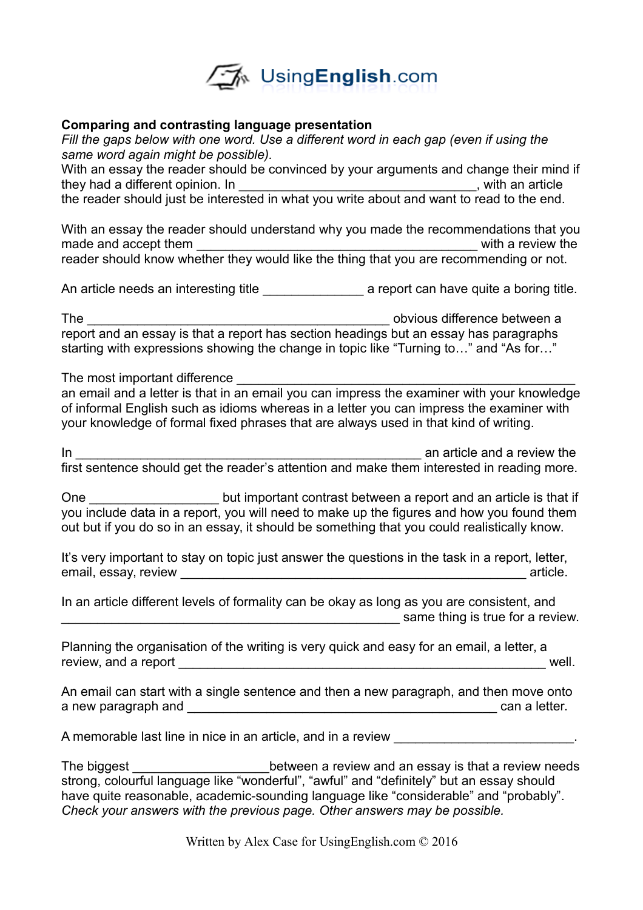**Comparing and contrasting language presentation**

*Fill the gaps below with one word. Use a different word in each gap (even if using the same word again might be possible).*

With an essay the reader should be convinced by your arguments and change their mind if they had a different opinion. In _________________________________, with an article the reader should just be interested in what you write about and want to read to the end.

With an essay the reader should understand why you made the recommendations that you made and accept them _______________________________________ with a review the reader should know whether they would like the thing that you are recommending or not.

An article needs an interesting title ______________ a report can have quite a boring title.

The __________________________________________ obvious difference between a report and an essay is that a report has section headings but an essay has paragraphs starting with expressions showing the change in topic like "Turning to…" and "As for…"

The most important difference _______________________________________________ an email and a letter is that in an email you can impress the examiner with your knowledge of informal English such as idioms whereas in a letter you can impress the examiner with your knowledge of formal fixed phrases that are always used in that kind of writing.

In ________________________________________________ an article and a review the first sentence should get the reader's attention and make them interested in reading more.

One __________________ but important contrast between a report and an article is that if you include data in a report, you will need to make up the figures and how you found them out but if you do so in an essay, it should be something that you could realistically know.

It's very important to stay on topic just answer the questions in the task in a report, letter, email, essay, review ________________________________________________ article.

In an article different levels of formality can be okay as long as you are consistent, and _______________________________________________ same thing is true for a review.

Planning the organisation of the writing is very quick and easy for an email, a letter, a review, and a report ___________________________________________________ well.

An email can start with a single sentence and then a new paragraph, and then move onto a new paragraph and ___________________________________________ can a letter.

A memorable last line in nice in an article, and in a review _________________________.

The biggest ___________________between a review and an essay is that a review needs strong, colourful language like "wonderful", "awful" and "definitely" but an essay should have quite reasonable, academic-sounding language like "considerable" and "probably".

*Check your answers with the previous page. Other answers may be possible.*

Written by Alex Case for UsingEnglish.com © 2016